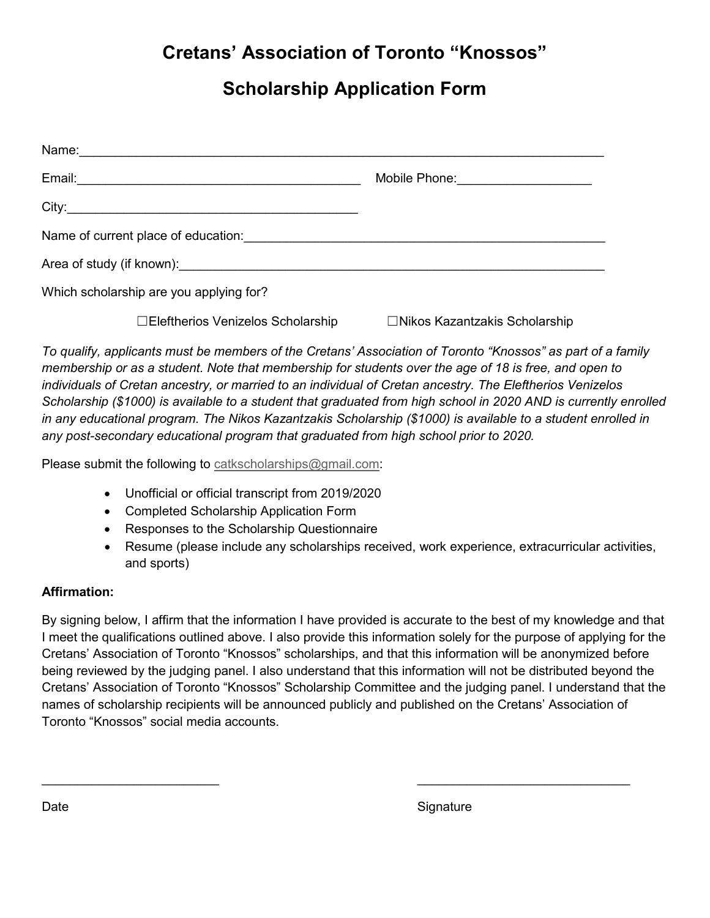# Cretans' Association of Toronto "Knossos"

## Scholarship Application Form

Name:\_\_\_\_\_\_\_\_\_\_\_\_\_\_\_\_\_\_\_\_\_\_\_\_\_\_\_\_\_\_\_\_\_\_\_\_\_\_\_\_\_\_\_\_\_\_\_\_\_\_\_\_\_\_\_\_\_\_\_\_\_\_\_\_\_\_\_\_\_\_\_\_

Email:\_\_\_\_\_\_\_\_\_\_\_\_\_\_\_\_\_\_\_\_\_\_\_\_\_\_\_\_\_\_\_\_\_\_\_\_\_\_\_\_\_ Mobile Phone:\_\_\_\_\_\_\_\_\_\_\_\_\_\_\_\_\_\_\_

City:\_\_\_\_\_\_\_\_\_\_\_\_\_\_\_\_\_\_\_\_\_\_\_\_\_\_\_\_\_\_\_\_\_\_\_\_\_\_\_\_\_\_

Name of current place of education:\_\_\_\_\_\_\_\_\_\_\_\_\_\_\_\_\_\_\_\_\_\_\_\_\_\_\_\_\_\_\_\_\_\_\_\_\_\_\_\_\_\_\_\_\_\_\_\_\_\_

Area of study (if known):\_\_\_\_\_\_\_\_\_\_\_\_\_\_\_\_\_\_\_\_\_\_\_\_\_\_\_\_\_\_\_\_\_\_\_\_\_\_\_\_\_\_\_\_\_\_\_\_\_\_\_\_\_\_\_\_\_\_\_

Which scholarship are you applying for?

☐Eleftherios Venizelos Scholarship ☐Nikos Kazantzakis Scholarship

*To qualify, applicants must be members of the Cretans' Association of Toronto "Knossos" as part of a family membership or as a student. Note that membership for students over the age of 18 is free, and open to individuals of Cretan ancestry, or married to an individual of Cretan ancestry. The Eleftherios Venizelos Scholarship ($1000) is available to a student that graduated from high school in 2020 AND is currently enrolled in any educational program. The Nikos Kazantzakis Scholarship ($1000) is available to a student enrolled in any post-secondary educational program that graduated from high school prior to 2020.*

Please submit the following to catkscholarships@gmail.com:

- Unofficial or official transcript from 2019/2020
- Completed Scholarship Application Form
- Responses to the Scholarship Questionnaire
- Resume (please include any scholarships received, work experience, extracurricular activities, and sports)

**Affirmation:**

By signing below, I affirm that the information I have provided is accurate to the best of my knowledge and that I meet the qualifications outlined above. I also provide this information solely for the purpose of applying for the Cretans' Association of Toronto "Knossos" scholarships, and that this information will be anonymized before being reviewed by the judging panel. I also understand that this information will not be distributed beyond the Cretans' Association of Toronto "Knossos" Scholarship Committee and the judging panel. I understand that the names of scholarship recipients will be announced publicly and published on the Cretans' Association of Toronto "Knossos" social media accounts.

\_\_\_\_\_\_\_\_\_\_\_\_\_\_\_\_\_\_\_\_\_\_\_\_\_\_ \_\_\_\_\_\_\_\_\_\_\_\_\_\_\_\_\_\_\_\_\_\_\_\_\_\_\_\_\_\_\_

Date Signature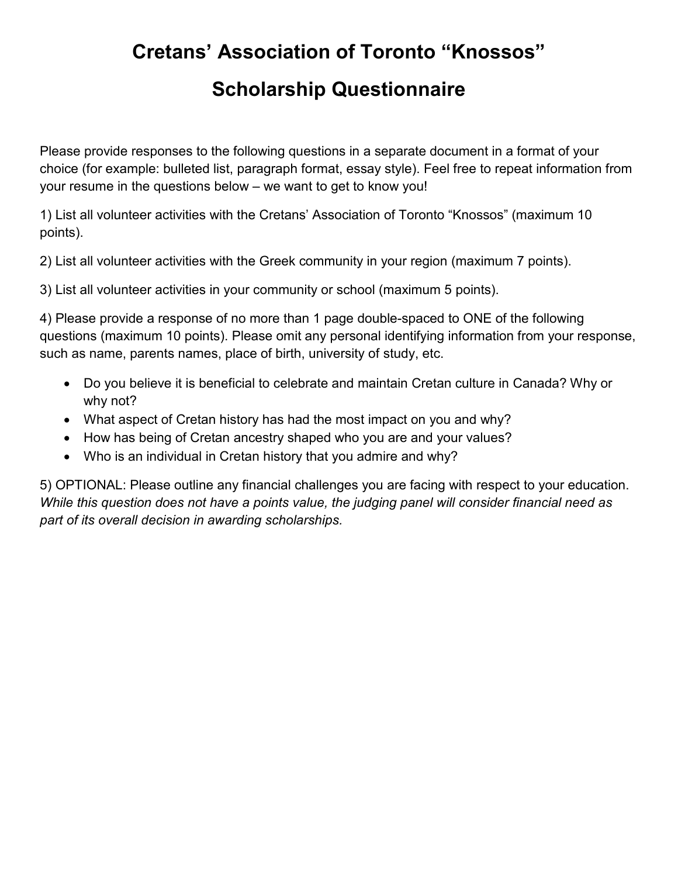# Cretans' Association of Toronto "Knossos"

# Scholarship Questionnaire

Please provide responses to the following questions in a separate document in a format of your choice (for example: bulleted list, paragraph format, essay style). Feel free to repeat information from your resume in the questions below – we want to get to know you!

1) List all volunteer activities with the Cretans' Association of Toronto "Knossos" (maximum 10 points).

2) List all volunteer activities with the Greek community in your region (maximum 7 points).

3) List all volunteer activities in your community or school (maximum 5 points).

4) Please provide a response of no more than 1 page double-spaced to ONE of the following questions (maximum 10 points). Please omit any personal identifying information from your response, such as name, parents names, place of birth, university of study, etc.

- Do you believe it is beneficial to celebrate and maintain Cretan culture in Canada? Why or why not?
- What aspect of Cretan history has had the most impact on you and why?
- How has being of Cretan ancestry shaped who you are and your values?
- Who is an individual in Cretan history that you admire and why?

5) OPTIONAL: Please outline any financial challenges you are facing with respect to your education. *While this question does not have a points value, the judging panel will consider financial need as part of its overall decision in awarding scholarships.*